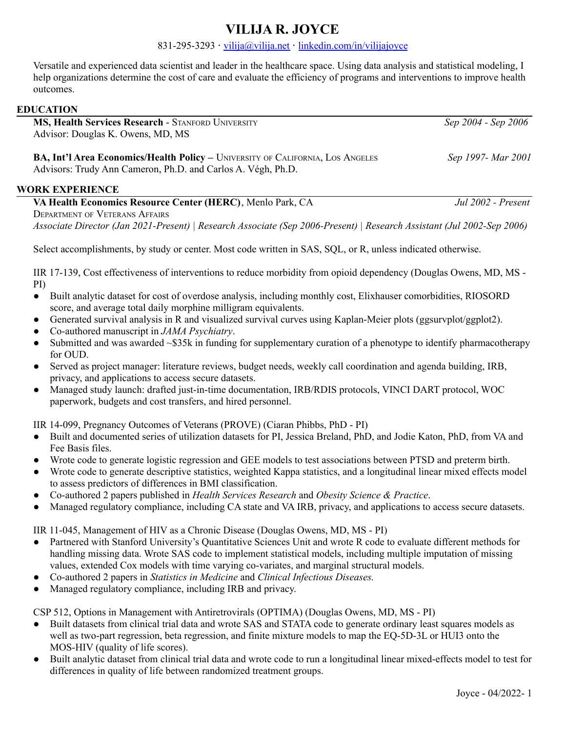# VILIJA R. JOYCE

831-295-3293 · vilija@vilija.net · linkedin.com/in/vilijajoyce

Versatile and experienced data scientist and leader in the healthcare space. Using data analysis and statistical modeling, I help organizations determine the cost of care and evaluate the efficiency of programs and interventions to improve health outcomes.

## EDUCATION

**MS, Health Services Research** - STANFORD UNIVERSITY *Sep 2004 - Sep 2006*
Advisor: Douglas K. Owens, MD, MS

**BA, Int'l Area Economics/Health Policy –** UNIVERSITY OF CALIFORNIA, LOS ANGELES *Sep 1997- Mar 2001*
Advisors: Trudy Ann Cameron, Ph.D. and Carlos A. Végh, Ph.D.

## WORK EXPERIENCE

**VA Health Economics Resource Center (HERC)**, Menlo Park, CA *Jul 2002 - Present*
DEPARTMENT OF VETERANS AFFAIRS
*Associate Director (Jan 2021-Present) | Research Associate (Sep 2006-Present) | Research Assistant (Jul 2002-Sep 2006)*

Select accomplishments, by study or center. Most code written in SAS, SQL, or R, unless indicated otherwise.

IIR 17-139, Cost effectiveness of interventions to reduce morbidity from opioid dependency (Douglas Owens, MD, MS - PI)

- Built analytic dataset for cost of overdose analysis, including monthly cost, Elixhauser comorbidities, RIOSORD score, and average total daily morphine milligram equivalents.
- Generated survival analysis in R and visualized survival curves using Kaplan-Meier plots (ggsurvplot/ggplot2).
- Co-authored manuscript in *JAMA Psychiatry*.
- Submitted and was awarded ~$35k in funding for supplementary curation of a phenotype to identify pharmacotherapy for OUD.
- Served as project manager: literature reviews, budget needs, weekly call coordination and agenda building, IRB, privacy, and applications to access secure datasets.
- Managed study launch: drafted just-in-time documentation, IRB/RDIS protocols, VINCI DART protocol, WOC paperwork, budgets and cost transfers, and hired personnel.

IIR 14-099, Pregnancy Outcomes of Veterans (PROVE) (Ciaran Phibbs, PhD - PI)

- Built and documented series of utilization datasets for PI, Jessica Breland, PhD, and Jodie Katon, PhD, from VA and Fee Basis files.
- Wrote code to generate logistic regression and GEE models to test associations between PTSD and preterm birth.
- Wrote code to generate descriptive statistics, weighted Kappa statistics, and a longitudinal linear mixed effects model to assess predictors of differences in BMI classification.
- Co-authored 2 papers published in *Health Services Research* and *Obesity Science & Practice*.
- Managed regulatory compliance, including CA state and VA IRB, privacy, and applications to access secure datasets.

IIR 11-045, Management of HIV as a Chronic Disease (Douglas Owens, MD, MS - PI)

- Partnered with Stanford University's Quantitative Sciences Unit and wrote R code to evaluate different methods for handling missing data. Wrote SAS code to implement statistical models, including multiple imputation of missing values, extended Cox models with time varying co-variates, and marginal structural models.
- Co-authored 2 papers in *Statistics in Medicine* and *Clinical Infectious Diseases.*
- Managed regulatory compliance, including IRB and privacy.

CSP 512, Options in Management with Antiretrovirals (OPTIMA) (Douglas Owens, MD, MS - PI)

- Built datasets from clinical trial data and wrote SAS and STATA code to generate ordinary least squares models as well as two-part regression, beta regression, and finite mixture models to map the EQ-5D-3L or HUI3 onto the MOS-HIV (quality of life scores).
- Built analytic dataset from clinical trial data and wrote code to run a longitudinal linear mixed-effects model to test for differences in quality of life between randomized treatment groups.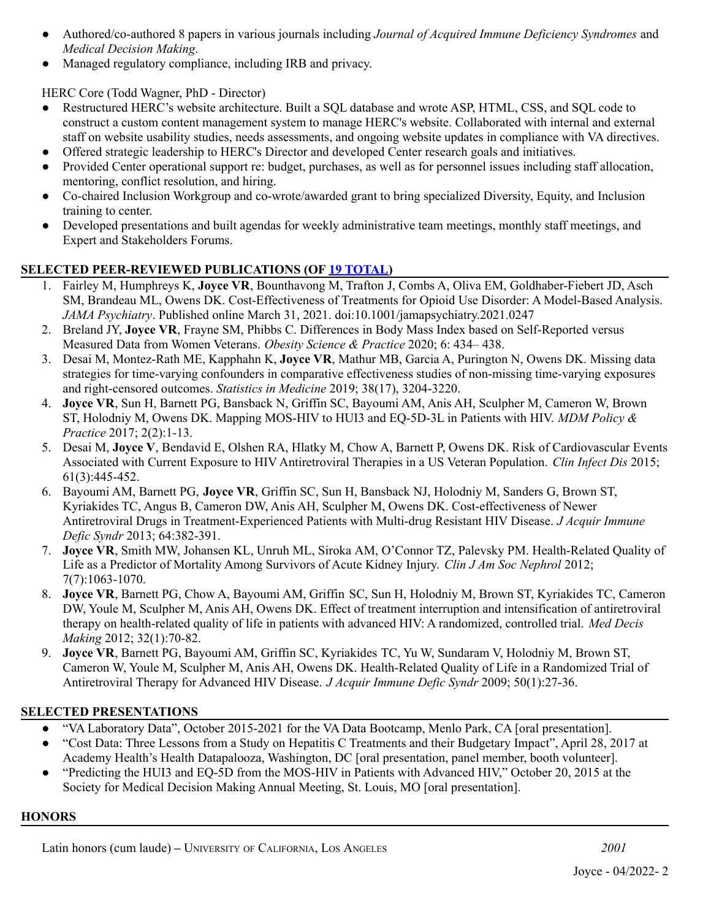- Authored/co-authored 8 papers in various journals including *Journal of Acquired Immune Deficiency Syndromes* and *Medical Decision Making*.
- Managed regulatory compliance, including IRB and privacy.

HERC Core (Todd Wagner, PhD - Director)

- Restructured HERC's website architecture. Built a SQL database and wrote ASP, HTML, CSS, and SQL code to construct a custom content management system to manage HERC's website. Collaborated with internal and external staff on website usability studies, needs assessments, and ongoing website updates in compliance with VA directives.
- Offered strategic leadership to HERC's Director and developed Center research goals and initiatives.
- Provided Center operational support re: budget, purchases, as well as for personnel issues including staff allocation, mentoring, conflict resolution, and hiring.
- Co-chaired Inclusion Workgroup and co-wrote/awarded grant to bring specialized Diversity, Equity, and Inclusion training to center.
- Developed presentations and built agendas for weekly administrative team meetings, monthly staff meetings, and Expert and Stakeholders Forums.

## SELECTED PEER-REVIEWED PUBLICATIONS (OF 19 TOTAL)

1. Fairley M, Humphreys K, **Joyce VR**, Bounthavong M, Trafton J, Combs A, Oliva EM, Goldhaber-Fiebert JD, Asch SM, Brandeau ML, Owens DK. Cost-Effectiveness of Treatments for Opioid Use Disorder: A Model-Based Analysis. *JAMA Psychiatry*. Published online March 31, 2021. doi:10.1001/jamapsychiatry.2021.0247
2. Breland JY, **Joyce VR**, Frayne SM, Phibbs C. Differences in Body Mass Index based on Self-Reported versus Measured Data from Women Veterans. *Obesity Science & Practice* 2020; 6: 434– 438.
3. Desai M, Montez-Rath ME, Kapphahn K, **Joyce VR**, Mathur MB, Garcia A, Purington N, Owens DK. Missing data strategies for time-varying confounders in comparative effectiveness studies of non-missing time-varying exposures and right-censored outcomes. *Statistics in Medicine* 2019; 38(17), 3204-3220.
4. **Joyce VR**, Sun H, Barnett PG, Bansback N, Griffin SC, Bayoumi AM, Anis AH, Sculpher M, Cameron W, Brown ST, Holodniy M, Owens DK. Mapping MOS-HIV to HUI3 and EQ-5D-3L in Patients with HIV. *MDM Policy & Practice* 2017; 2(2):1-13.
5. Desai M, **Joyce V**, Bendavid E, Olshen RA, Hlatky M, Chow A, Barnett P, Owens DK. Risk of Cardiovascular Events Associated with Current Exposure to HIV Antiretroviral Therapies in a US Veteran Population. *Clin Infect Dis* 2015; 61(3):445-452.
6. Bayoumi AM, Barnett PG, **Joyce VR**, Griffin SC, Sun H, Bansback NJ, Holodniy M, Sanders G, Brown ST, Kyriakides TC, Angus B, Cameron DW, Anis AH, Sculpher M, Owens DK. Cost-effectiveness of Newer Antiretroviral Drugs in Treatment-Experienced Patients with Multi-drug Resistant HIV Disease. *J Acquir Immune Defic Syndr* 2013; 64:382-391.
7. **Joyce VR**, Smith MW, Johansen KL, Unruh ML, Siroka AM, O'Connor TZ, Palevsky PM. Health-Related Quality of Life as a Predictor of Mortality Among Survivors of Acute Kidney Injury. *Clin J Am Soc Nephrol* 2012; 7(7):1063-1070.
8. **Joyce VR**, Barnett PG, Chow A, Bayoumi AM, Griffin SC, Sun H, Holodniy M, Brown ST, Kyriakides TC, Cameron DW, Youle M, Sculpher M, Anis AH, Owens DK. Effect of treatment interruption and intensification of antiretroviral therapy on health-related quality of life in patients with advanced HIV: A randomized, controlled trial. *Med Decis Making* 2012; 32(1):70-82.
9. **Joyce VR**, Barnett PG, Bayoumi AM, Griffin SC, Kyriakides TC, Yu W, Sundaram V, Holodniy M, Brown ST, Cameron W, Youle M, Sculpher M, Anis AH, Owens DK. Health-Related Quality of Life in a Randomized Trial of Antiretroviral Therapy for Advanced HIV Disease. *J Acquir Immune Defic Syndr* 2009; 50(1):27-36.

## SELECTED PRESENTATIONS

- "VA Laboratory Data", October 2015-2021 for the VA Data Bootcamp, Menlo Park, CA [oral presentation].
- "Cost Data: Three Lessons from a Study on Hepatitis C Treatments and their Budgetary Impact", April 28, 2017 at Academy Health's Health Datapalooza, Washington, DC [oral presentation, panel member, booth volunteer].
- "Predicting the HUI3 and EQ-5D from the MOS-HIV in Patients with Advanced HIV," October 20, 2015 at the Society for Medical Decision Making Annual Meeting, St. Louis, MO [oral presentation].

## HONORS

Latin honors (cum laude) – UNIVERSITY OF CALIFORNIA, LOS ANGELES *2001*